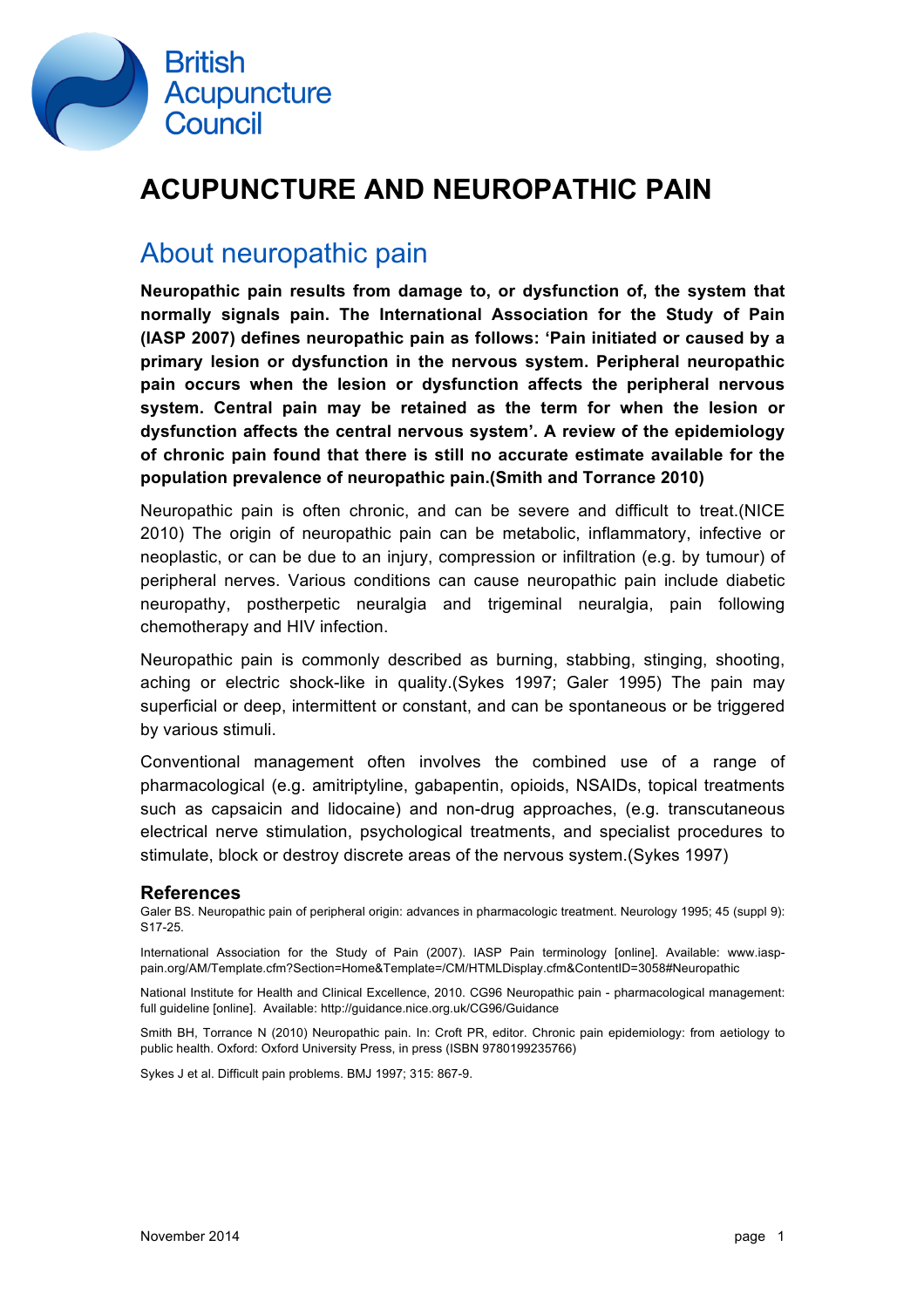British Acupuncture Council

# ACUPUNCTURE AND NEUROPATHIC PAIN

## About neuropathic pain

**Neuropathic pain results from damage to, or dysfunction of, the system that normally signals pain. The International Association for the Study of Pain (IASP 2007) defines neuropathic pain as follows: 'Pain initiated or caused by a primary lesion or dysfunction in the nervous system. Peripheral neuropathic pain occurs when the lesion or dysfunction affects the peripheral nervous system. Central pain may be retained as the term for when the lesion or dysfunction affects the central nervous system'. A review of the epidemiology of chronic pain found that there is still no accurate estimate available for the population prevalence of neuropathic pain.(Smith and Torrance 2010)**

Neuropathic pain is often chronic, and can be severe and difficult to treat.(NICE 2010) The origin of neuropathic pain can be metabolic, inflammatory, infective or neoplastic, or can be due to an injury, compression or infiltration (e.g. by tumour) of peripheral nerves. Various conditions can cause neuropathic pain include diabetic neuropathy, postherpetic neuralgia and trigeminal neuralgia, pain following chemotherapy and HIV infection.

Neuropathic pain is commonly described as burning, stabbing, stinging, shooting, aching or electric shock-like in quality.(Sykes 1997; Galer 1995) The pain may superficial or deep, intermittent or constant, and can be spontaneous or be triggered by various stimuli.

Conventional management often involves the combined use of a range of pharmacological (e.g. amitriptyline, gabapentin, opioids, NSAIDs, topical treatments such as capsaicin and lidocaine) and non-drug approaches, (e.g. transcutaneous electrical nerve stimulation, psychological treatments, and specialist procedures to stimulate, block or destroy discrete areas of the nervous system.(Sykes 1997)

### References

Galer BS. Neuropathic pain of peripheral origin: advances in pharmacologic treatment. Neurology 1995; 45 (suppl 9): S17-25.

International Association for the Study of Pain (2007). IASP Pain terminology [online]. Available: www.iasp-pain.org/AM/Template.cfm?Section=Home&Template=/CM/HTMLDisplay.cfm&ContentID=3058#Neuropathic

National Institute for Health and Clinical Excellence, 2010. CG96 Neuropathic pain - pharmacological management: full guideline [online]. Available: http://guidance.nice.org.uk/CG96/Guidance

Smith BH, Torrance N (2010) Neuropathic pain. In: Croft PR, editor. Chronic pain epidemiology: from aetiology to public health. Oxford: Oxford University Press, in press (ISBN 9780199235766)

Sykes J et al. Difficult pain problems. BMJ 1997; 315: 867-9.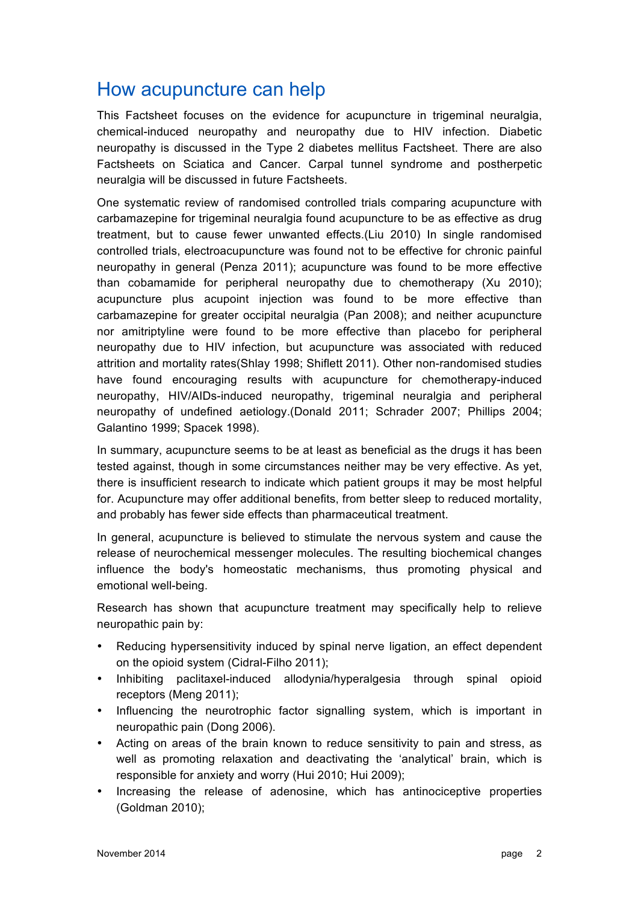## How acupuncture can help

This Factsheet focuses on the evidence for acupuncture in trigeminal neuralgia, chemical-induced neuropathy and neuropathy due to HIV infection. Diabetic neuropathy is discussed in the Type 2 diabetes mellitus Factsheet. There are also Factsheets on Sciatica and Cancer. Carpal tunnel syndrome and postherpetic neuralgia will be discussed in future Factsheets.

One systematic review of randomised controlled trials comparing acupuncture with carbamazepine for trigeminal neuralgia found acupuncture to be as effective as drug treatment, but to cause fewer unwanted effects.(Liu 2010) In single randomised controlled trials, electroacupuncture was found not to be effective for chronic painful neuropathy in general (Penza 2011); acupuncture was found to be more effective than cobamamide for peripheral neuropathy due to chemotherapy (Xu 2010); acupuncture plus acupoint injection was found to be more effective than carbamazepine for greater occipital neuralgia (Pan 2008); and neither acupuncture nor amitriptyline were found to be more effective than placebo for peripheral neuropathy due to HIV infection, but acupuncture was associated with reduced attrition and mortality rates(Shlay 1998; Shiflett 2011). Other non-randomised studies have found encouraging results with acupuncture for chemotherapy-induced neuropathy, HIV/AIDs-induced neuropathy, trigeminal neuralgia and peripheral neuropathy of undefined aetiology.(Donald 2011; Schrader 2007; Phillips 2004; Galantino 1999; Spacek 1998).

In summary, acupuncture seems to be at least as beneficial as the drugs it has been tested against, though in some circumstances neither may be very effective. As yet, there is insufficient research to indicate which patient groups it may be most helpful for. Acupuncture may offer additional benefits, from better sleep to reduced mortality, and probably has fewer side effects than pharmaceutical treatment.

In general, acupuncture is believed to stimulate the nervous system and cause the release of neurochemical messenger molecules. The resulting biochemical changes influence the body's homeostatic mechanisms, thus promoting physical and emotional well-being.

Research has shown that acupuncture treatment may specifically help to relieve neuropathic pain by:

- Reducing hypersensitivity induced by spinal nerve ligation, an effect dependent on the opioid system (Cidral-Filho 2011);
- Inhibiting paclitaxel-induced allodynia/hyperalgesia through spinal opioid receptors (Meng 2011);
- Influencing the neurotrophic factor signalling system, which is important in neuropathic pain (Dong 2006).
- Acting on areas of the brain known to reduce sensitivity to pain and stress, as well as promoting relaxation and deactivating the 'analytical' brain, which is responsible for anxiety and worry (Hui 2010; Hui 2009);
- Increasing the release of adenosine, which has antinociceptive properties (Goldman 2010);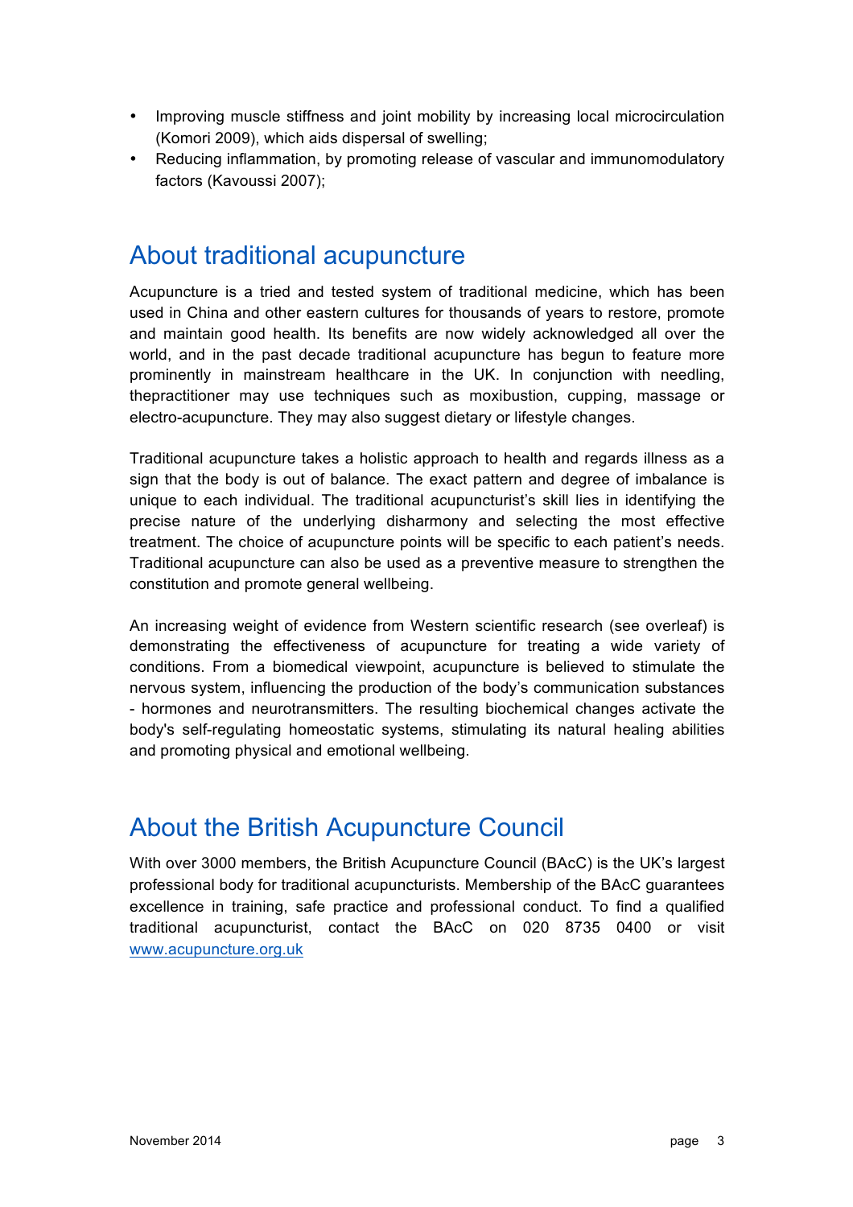- Improving muscle stiffness and joint mobility by increasing local microcirculation (Komori 2009), which aids dispersal of swelling;
- Reducing inflammation, by promoting release of vascular and immunomodulatory factors (Kavoussi 2007);

## About traditional acupuncture

Acupuncture is a tried and tested system of traditional medicine, which has been used in China and other eastern cultures for thousands of years to restore, promote and maintain good health. Its benefits are now widely acknowledged all over the world, and in the past decade traditional acupuncture has begun to feature more prominently in mainstream healthcare in the UK. In conjunction with needling, thepractitioner may use techniques such as moxibustion, cupping, massage or electro-acupuncture. They may also suggest dietary or lifestyle changes.

Traditional acupuncture takes a holistic approach to health and regards illness as a sign that the body is out of balance. The exact pattern and degree of imbalance is unique to each individual. The traditional acupuncturist's skill lies in identifying the precise nature of the underlying disharmony and selecting the most effective treatment. The choice of acupuncture points will be specific to each patient's needs. Traditional acupuncture can also be used as a preventive measure to strengthen the constitution and promote general wellbeing.

An increasing weight of evidence from Western scientific research (see overleaf) is demonstrating the effectiveness of acupuncture for treating a wide variety of conditions. From a biomedical viewpoint, acupuncture is believed to stimulate the nervous system, influencing the production of the body's communication substances - hormones and neurotransmitters. The resulting biochemical changes activate the body's self-regulating homeostatic systems, stimulating its natural healing abilities and promoting physical and emotional wellbeing.

## About the British Acupuncture Council

With over 3000 members, the British Acupuncture Council (BAcC) is the UK's largest professional body for traditional acupuncturists. Membership of the BAcC guarantees excellence in training, safe practice and professional conduct. To find a qualified traditional acupuncturist, contact the BAcC on 020 8735 0400 or visit www.acupuncture.org.uk

November 2014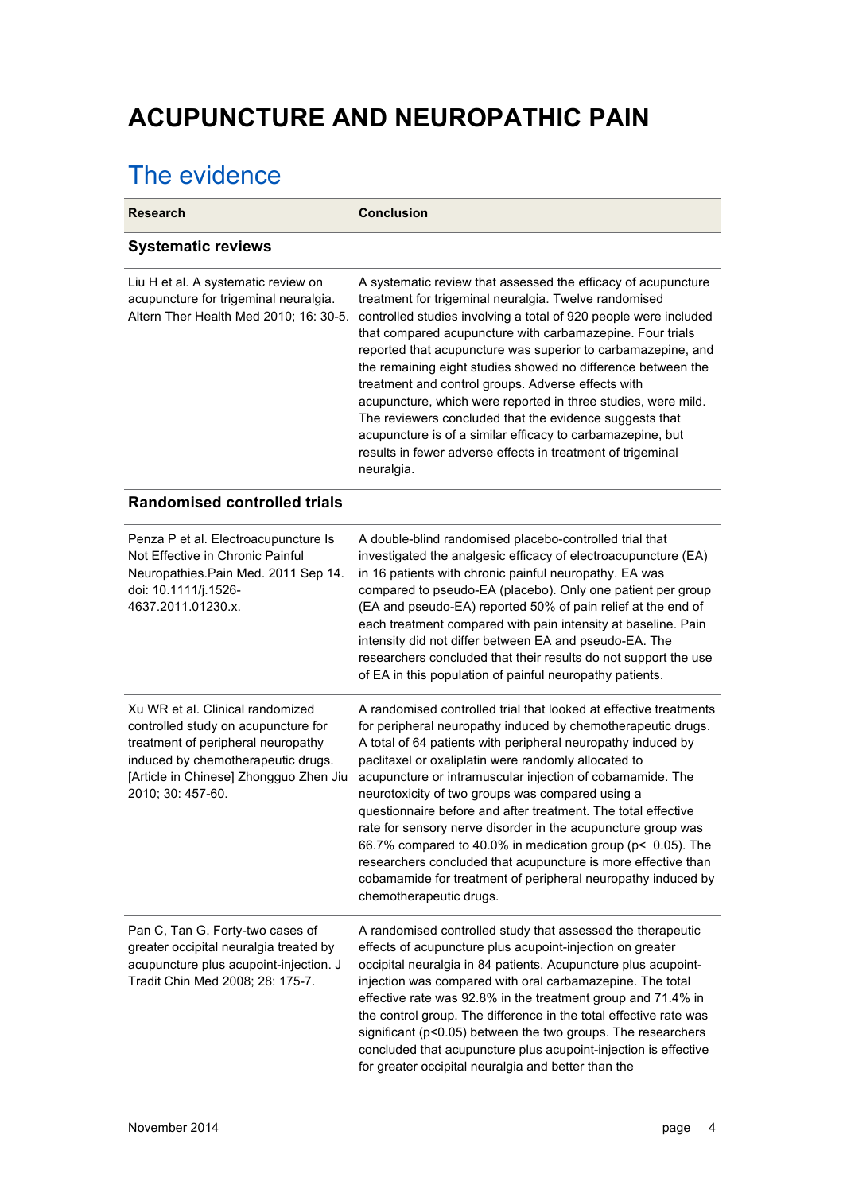# ACUPUNCTURE AND NEUROPATHIC PAIN

## The evidence

| Research | Conclusion |
|---|---|
| **Systematic reviews** | |
| Liu H et al. A systematic review on acupuncture for trigeminal neuralgia. Altern Ther Health Med 2010; 16: 30-5. | A systematic review that assessed the efficacy of acupuncture treatment for trigeminal neuralgia. Twelve randomised controlled studies involving a total of 920 people were included that compared acupuncture with carbamazepine. Four trials reported that acupuncture was superior to carbamazepine, and the remaining eight studies showed no difference between the treatment and control groups. Adverse effects with acupuncture, which were reported in three studies, were mild. The reviewers concluded that the evidence suggests that acupuncture is of a similar efficacy to carbamazepine, but results in fewer adverse effects in treatment of trigeminal neuralgia. |
| **Randomised controlled trials** | |
| Penza P et al. Electroacupuncture Is Not Effective in Chronic Painful Neuropathies.Pain Med. 2011 Sep 14. doi: 10.1111/j.1526-4637.2011.01230.x. | A double-blind randomised placebo-controlled trial that investigated the analgesic efficacy of electroacupuncture (EA) in 16 patients with chronic painful neuropathy. EA was compared to pseudo-EA (placebo). Only one patient per group (EA and pseudo-EA) reported 50% of pain relief at the end of each treatment compared with pain intensity at baseline. Pain intensity did not differ between EA and pseudo-EA. The researchers concluded that their results do not support the use of EA in this population of painful neuropathy patients. |
| Xu WR et al. Clinical randomized controlled study on acupuncture for treatment of peripheral neuropathy induced by chemotherapeutic drugs. [Article in Chinese] Zhongguo Zhen Jiu 2010; 30: 457-60. | A randomised controlled trial that looked at effective treatments for peripheral neuropathy induced by chemotherapeutic drugs. A total of 64 patients with peripheral neuropathy induced by paclitaxel or oxaliplatin were randomly allocated to acupuncture or intramuscular injection of cobamamide. The neurotoxicity of two groups was compared using a questionnaire before and after treatment. The total effective rate for sensory nerve disorder in the acupuncture group was 66.7% compared to 40.0% in medication group ($p < 0.05$). The researchers concluded that acupuncture is more effective than cobamamide for treatment of peripheral neuropathy induced by chemotherapeutic drugs. |
| Pan C, Tan G. Forty-two cases of greater occipital neuralgia treated by acupuncture plus acupoint-injection. J Tradit Chin Med 2008; 28: 175-7. | A randomised controlled study that assessed the therapeutic effects of acupuncture plus acupoint-injection on greater occipital neuralgia in 84 patients. Acupuncture plus acupoint-injection was compared with oral carbamazepine. The total effective rate was 92.8% in the treatment group and 71.4% in the control group. The difference in the total effective rate was significant ($p<0.05$) between the two groups. The researchers concluded that acupuncture plus acupoint-injection is effective for greater occipital neuralgia and better than the |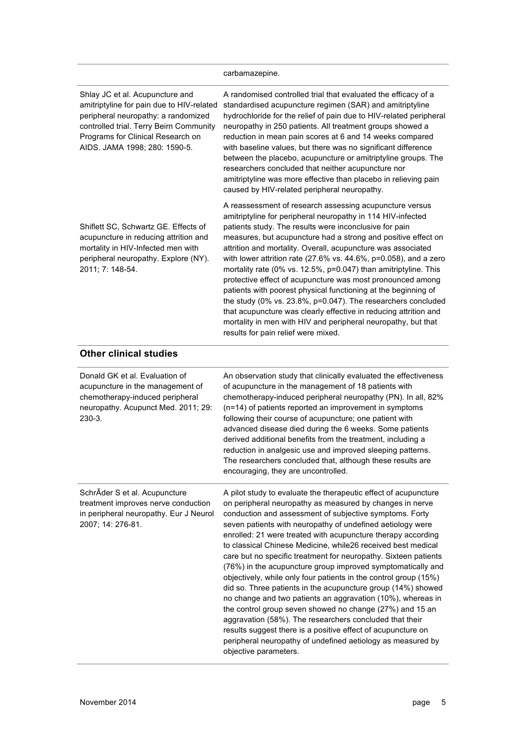| | |
|---|---|
| | carbamazepine. |
| Shlay JC et al. Acupuncture and amitriptyline for pain due to HIV-related peripheral neuropathy: a randomized controlled trial. Terry Beirn Community Programs for Clinical Research on AIDS. JAMA 1998; 280: 1590-5. | A randomised controlled trial that evaluated the efficacy of a standardised acupuncture regimen (SAR) and amitriptyline hydrochloride for the relief of pain due to HIV-related peripheral neuropathy in 250 patients. All treatment groups showed a reduction in mean pain scores at 6 and 14 weeks compared with baseline values, but there was no significant difference between the placebo, acupuncture or amitriptyline groups. The researchers concluded that neither acupuncture nor amitriptyline was more effective than placebo in relieving pain caused by HIV-related peripheral neuropathy. |
| Shiflett SC, Schwartz GE. Effects of acupuncture in reducing attrition and mortality in HIV-Infected men with peripheral neuropathy. Explore (NY). 2011; 7: 148-54. | A reassessment of research assessing acupuncture versus amitriptyline for peripheral neuropathy in 114 HIV-infected patients study. The results were inconclusive for pain measures, but acupuncture had a strong and positive effect on attrition and mortality. Overall, acupuncture was associated with lower attrition rate (27.6% vs. 44.6%, p=0.058), and a zero mortality rate (0% vs. 12.5%, p=0.047) than amitriptyline. This protective effect of acupuncture was most pronounced among patients with poorest physical functioning at the beginning of the study (0% vs. 23.8%, p=0.047). The researchers concluded that acupuncture was clearly effective in reducing attrition and mortality in men with HIV and peripheral neuropathy, but that results for pain relief were mixed. |

## Other clinical studies

| | |
|---|---|
| Donald GK et al. Evaluation of acupuncture in the management of chemotherapy-induced peripheral neuropathy. Acupunct Med. 2011; 29: 230-3. | An observation study that clinically evaluated the effectiveness of acupuncture in the management of 18 patients with chemotherapy-induced peripheral neuropathy (PN). In all, 82% (n=14) of patients reported an improvement in symptoms following their course of acupuncture; one patient with advanced disease died during the 6 weeks. Some patients derived additional benefits from the treatment, including a reduction in analgesic use and improved sleeping patterns. The researchers concluded that, although these results are encouraging, they are uncontrolled. |
| SchrÃder S et al. Acupuncture treatment improves nerve conduction in peripheral neuropathy. Eur J Neurol 2007; 14: 276-81. | A pilot study to evaluate the therapeutic effect of acupuncture on peripheral neuropathy as measured by changes in nerve conduction and assessment of subjective symptoms. Forty seven patients with neuropathy of undefined aetiology were enrolled: 21 were treated with acupuncture therapy according to classical Chinese Medicine, while26 received best medical care but no specific treatment for neuropathy. Sixteen patients (76%) in the acupuncture group improved symptomatically and objectively, while only four patients in the control group (15%) did so. Three patients in the acupuncture group (14%) showed no change and two patients an aggravation (10%), whereas in the control group seven showed no change (27%) and 15 an aggravation (58%). The researchers concluded that their results suggest there is a positive effect of acupuncture on peripheral neuropathy of undefined aetiology as measured by objective parameters. |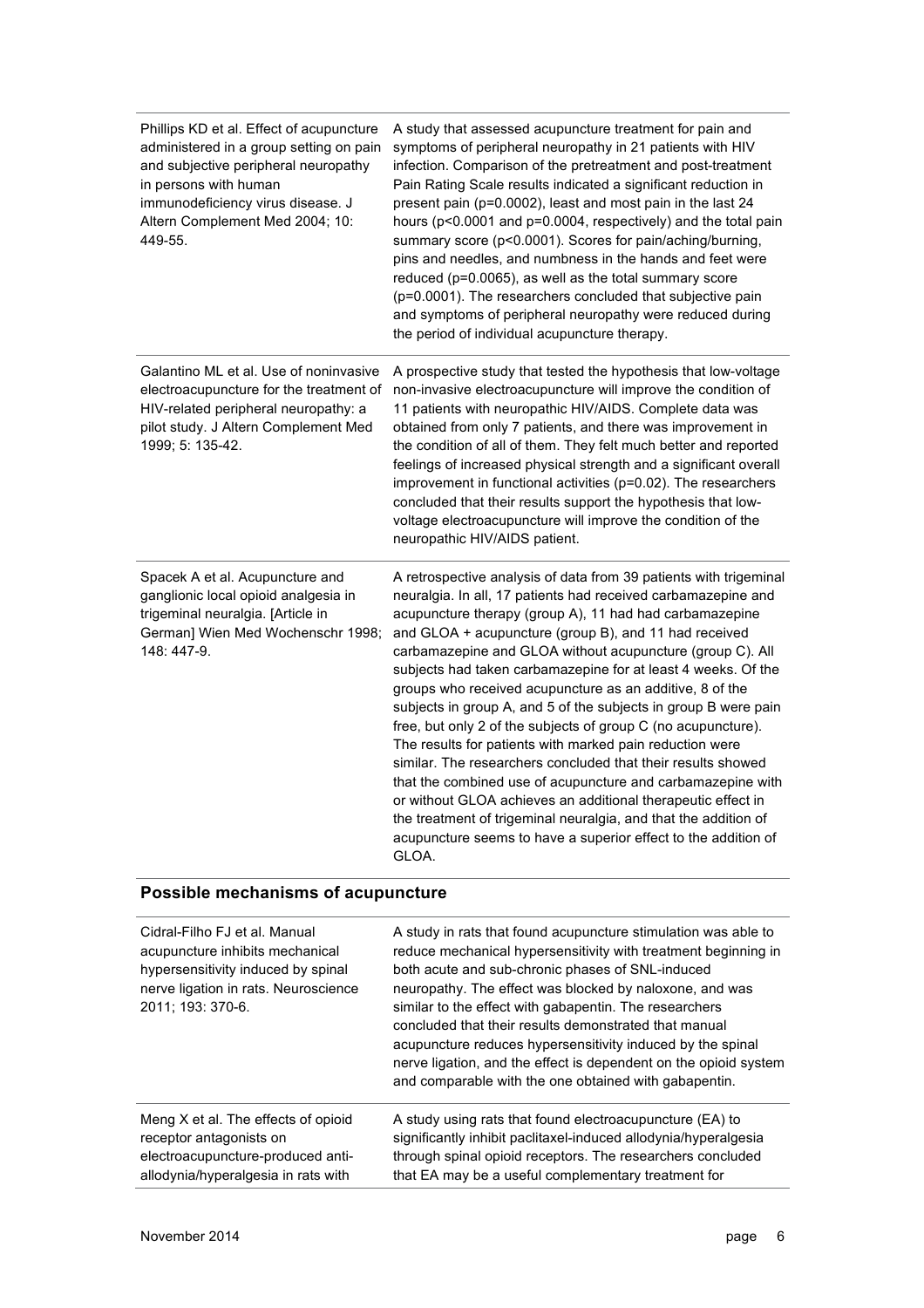| | |
|---|---|
| Phillips KD et al. Effect of acupuncture administered in a group setting on pain and subjective peripheral neuropathy in persons with human immunodeficiency virus disease. J Altern Complement Med 2004; 10: 449-55. | A study that assessed acupuncture treatment for pain and symptoms of peripheral neuropathy in 21 patients with HIV infection. Comparison of the pretreatment and post-treatment Pain Rating Scale results indicated a significant reduction in present pain ($p=0.0002$), least and most pain in the last 24 hours ($p<0.0001$ and $p=0.0004$, respectively) and the total pain summary score ($p<0.0001$). Scores for pain/aching/burning, pins and needles, and numbness in the hands and feet were reduced ($p=0.0065$), as well as the total summary score ($p=0.0001$). The researchers concluded that subjective pain and symptoms of peripheral neuropathy were reduced during the period of individual acupuncture therapy. |
| Galantino ML et al. Use of noninvasive electroacupuncture for the treatment of HIV-related peripheral neuropathy: a pilot study. J Altern Complement Med 1999; 5: 135-42. | A prospective study that tested the hypothesis that low-voltage non-invasive electroacupuncture will improve the condition of 11 patients with neuropathic HIV/AIDS. Complete data was obtained from only 7 patients, and there was improvement in the condition of all of them. They felt much better and reported feelings of increased physical strength and a significant overall improvement in functional activities ($p=0.02$). The researchers concluded that their results support the hypothesis that low-voltage electroacupuncture will improve the condition of the neuropathic HIV/AIDS patient. |
| Spacek A et al. Acupuncture and ganglionic local opioid analgesia in trigeminal neuralgia. [Article in German] Wien Med Wochenschr 1998; 148: 447-9. | A retrospective analysis of data from 39 patients with trigeminal neuralgia. In all, 17 patients had received carbamazepine and acupuncture therapy (group A), 11 had had carbamazepine and GLOA + acupuncture (group B), and 11 had received carbamazepine and GLOA without acupuncture (group C). All subjects had taken carbamazepine for at least 4 weeks. Of the groups who received acupuncture as an additive, 8 of the subjects in group A, and 5 of the subjects in group B were pain free, but only 2 of the subjects of group C (no acupuncture). The results for patients with marked pain reduction were similar. The researchers concluded that their results showed that the combined use of acupuncture and carbamazepine with or without GLOA achieves an additional therapeutic effect in the treatment of trigeminal neuralgia, and that the addition of acupuncture seems to have a superior effect to the addition of GLOA. |

## Possible mechanisms of acupuncture

| | |
|---|---|
| Cidral-Filho FJ et al. Manual acupuncture inhibits mechanical hypersensitivity induced by spinal nerve ligation in rats. Neuroscience 2011; 193: 370-6. | A study in rats that found acupuncture stimulation was able to reduce mechanical hypersensitivity with treatment beginning in both acute and sub-chronic phases of SNL-induced neuropathy. The effect was blocked by naloxone, and was similar to the effect with gabapentin. The researchers concluded that their results demonstrated that manual acupuncture reduces hypersensitivity induced by the spinal nerve ligation, and the effect is dependent on the opioid system and comparable with the one obtained with gabapentin. |
| Meng X et al. The effects of opioid receptor antagonists on electroacupuncture-produced anti-allodynia/hyperalgesia in rats with | A study using rats that found electroacupuncture (EA) to significantly inhibit paclitaxel-induced allodynia/hyperalgesia through spinal opioid receptors. The researchers concluded that EA may be a useful complementary treatment for |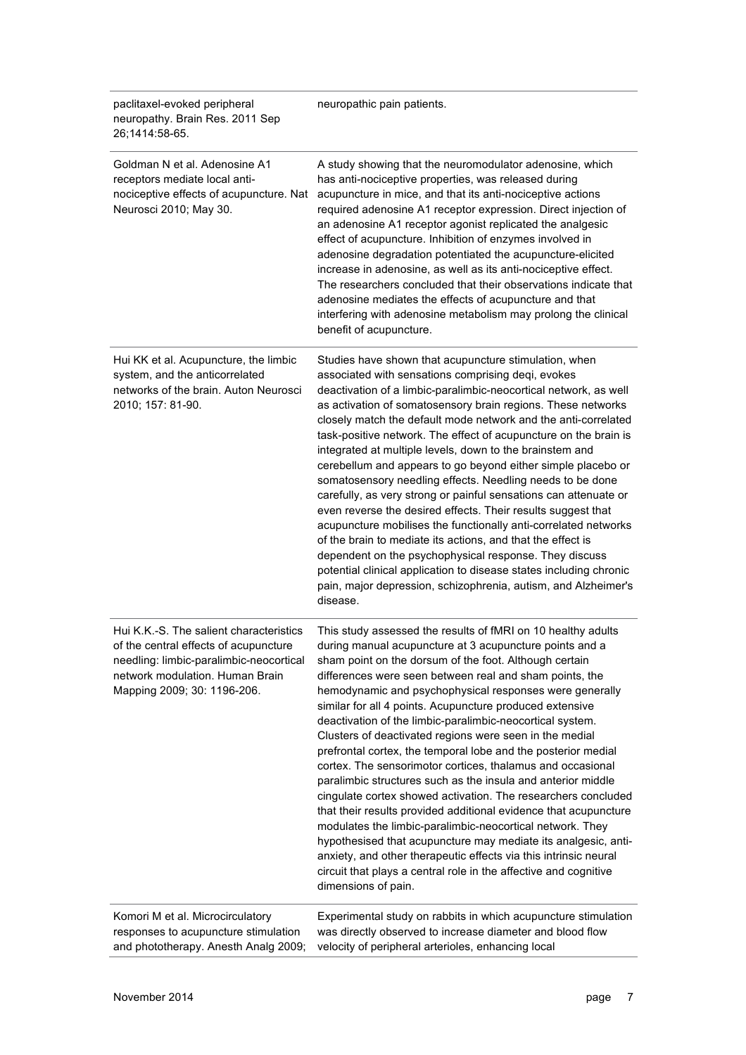| | |
|---|---|
| paclitaxel-evoked peripheral neuropathy. Brain Res. 2011 Sep 26;1414:58-65. | neuropathic pain patients. |
| Goldman N et al. Adenosine A1 receptors mediate local anti-nociceptive effects of acupuncture. Nat Neurosci 2010; May 30. | A study showing that the neuromodulator adenosine, which has anti-nociceptive properties, was released during acupuncture in mice, and that its anti-nociceptive actions required adenosine A1 receptor expression. Direct injection of an adenosine A1 receptor agonist replicated the analgesic effect of acupuncture. Inhibition of enzymes involved in adenosine degradation potentiated the acupuncture-elicited increase in adenosine, as well as its anti-nociceptive effect. The researchers concluded that their observations indicate that adenosine mediates the effects of acupuncture and that interfering with adenosine metabolism may prolong the clinical benefit of acupuncture. |
| Hui KK et al. Acupuncture, the limbic system, and the anticorrelated networks of the brain. Auton Neurosci 2010; 157: 81-90. | Studies have shown that acupuncture stimulation, when associated with sensations comprising deqi, evokes deactivation of a limbic-paralimbic-neocortical network, as well as activation of somatosensory brain regions. These networks closely match the default mode network and the anti-correlated task-positive network. The effect of acupuncture on the brain is integrated at multiple levels, down to the brainstem and cerebellum and appears to go beyond either simple placebo or somatosensory needling effects. Needling needs to be done carefully, as very strong or painful sensations can attenuate or even reverse the desired effects. Their results suggest that acupuncture mobilises the functionally anti-correlated networks of the brain to mediate its actions, and that the effect is dependent on the psychophysical response. They discuss potential clinical application to disease states including chronic pain, major depression, schizophrenia, autism, and Alzheimer's disease. |
| Hui K.K.-S. The salient characteristics of the central effects of acupuncture needling: limbic-paralimbic-neocortical network modulation. Human Brain Mapping 2009; 30: 1196-206. | This study assessed the results of fMRI on 10 healthy adults during manual acupuncture at 3 acupuncture points and a sham point on the dorsum of the foot. Although certain differences were seen between real and sham points, the hemodynamic and psychophysical responses were generally similar for all 4 points. Acupuncture produced extensive deactivation of the limbic-paralimbic-neocortical system. Clusters of deactivated regions were seen in the medial prefrontal cortex, the temporal lobe and the posterior medial cortex. The sensorimotor cortices, thalamus and occasional paralimbic structures such as the insula and anterior middle cingulate cortex showed activation. The researchers concluded that their results provided additional evidence that acupuncture modulates the limbic-paralimbic-neocortical network. They hypothesised that acupuncture may mediate its analgesic, anti-anxiety, and other therapeutic effects via this intrinsic neural circuit that plays a central role in the affective and cognitive dimensions of pain. |
| Komori M et al. Microcirculatory responses to acupuncture stimulation and phototherapy. Anesth Analg 2009; | Experimental study on rabbits in which acupuncture stimulation was directly observed to increase diameter and blood flow velocity of peripheral arterioles, enhancing local |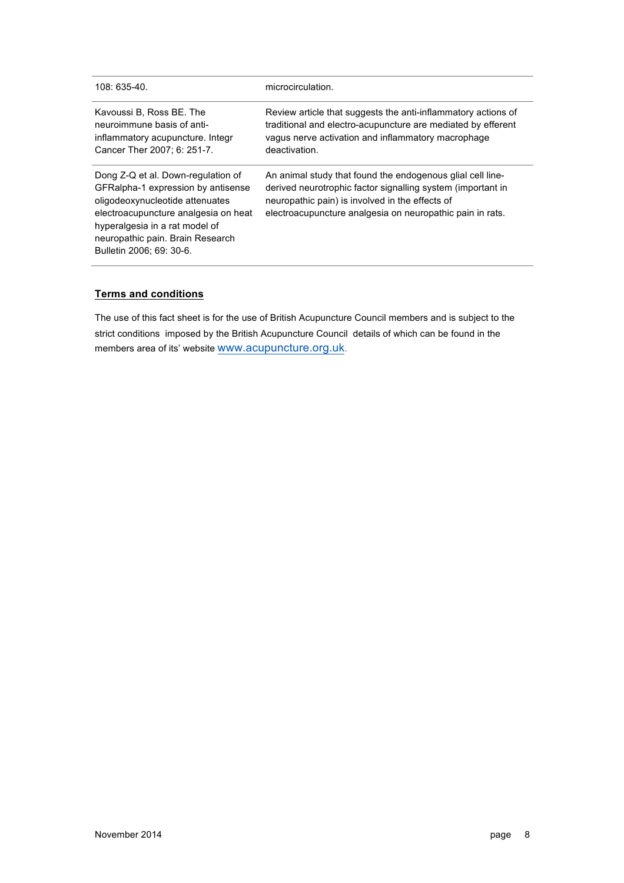| | |
|---|---|
| 108: 635-40. | microcirculation. |
| Kavoussi B, Ross BE. The neuroimmune basis of anti-inflammatory acupuncture. Integr Cancer Ther 2007; 6: 251-7. | Review article that suggests the anti-inflammatory actions of traditional and electro-acupuncture are mediated by efferent vagus nerve activation and inflammatory macrophage deactivation. |
| Dong Z-Q et al. Down-regulation of GFRalpha-1 expression by antisense oligodeoxynucleotide attenuates electroacupuncture analgesia on heat hyperalgesia in a rat model of neuropathic pain. Brain Research Bulletin 2006; 69: 30-6. | An animal study that found the endogenous glial cell line-derived neurotrophic factor signalling system (important in neuropathic pain) is involved in the effects of electroacupuncture analgesia on neuropathic pain in rats. |

**Terms and conditions**

The use of this fact sheet is for the use of British Acupuncture Council members and is subject to the strict conditions imposed by the British Acupuncture Council details of which can be found in the members area of its' website www.acupuncture.org.uk.